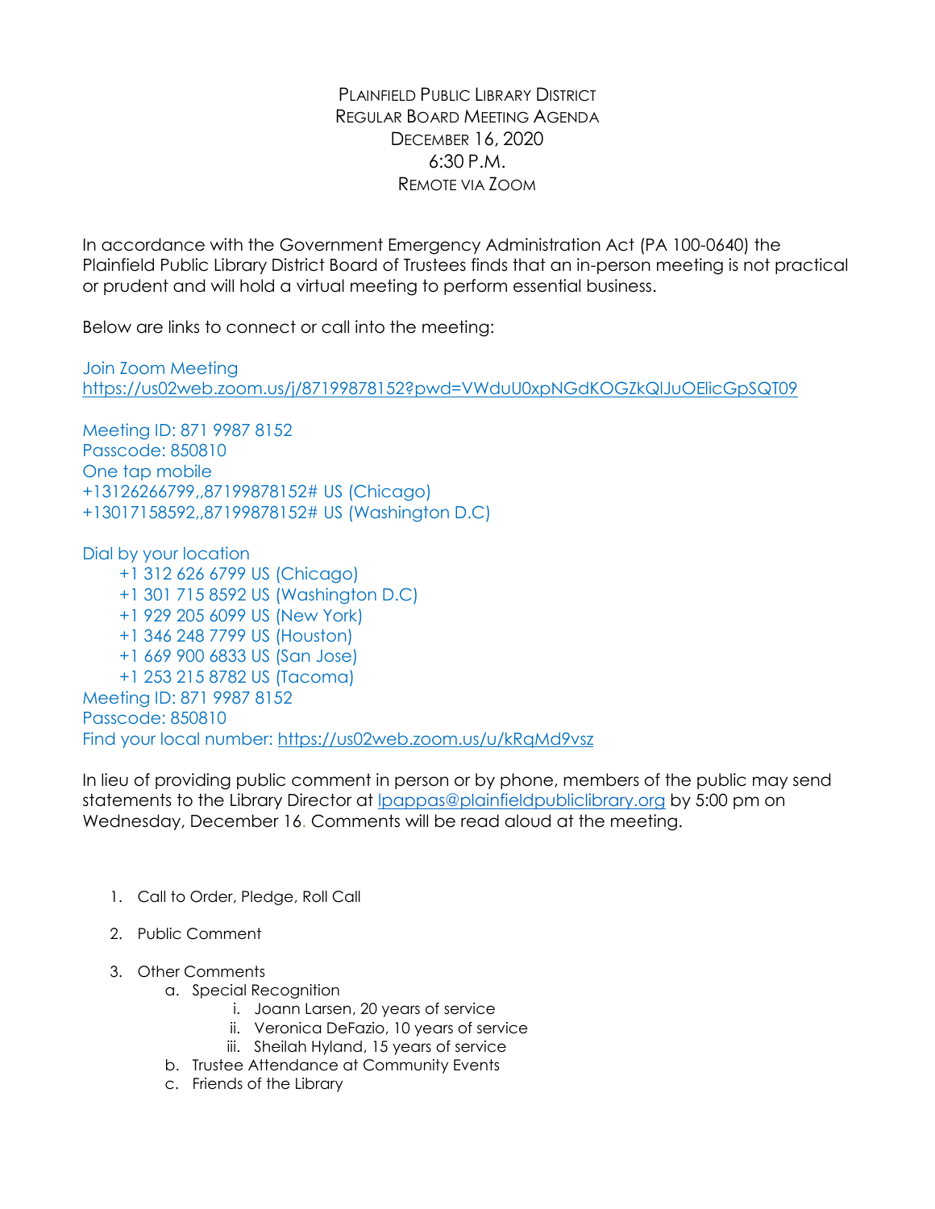# Plainfield Public Library District
## Regular Board Meeting Agenda
## December 16, 2020
## 6:30 P.M.
## Remote via Zoom

In accordance with the Government Emergency Administration Act (PA 100-0640) the Plainfield Public Library District Board of Trustees finds that an in-person meeting is not practical or prudent and will hold a virtual meeting to perform essential business.

Below are links to connect or call into the meeting:

Join Zoom Meeting
https://us02web.zoom.us/j/87199878152?pwd=VWduU0xpNGdKOGZkQlJuOElicGpSQT09

Meeting ID: 871 9987 8152
Passcode: 850810
One tap mobile
+13126266799,,87199878152# US (Chicago)
+13017158592,,87199878152# US (Washington D.C)

Dial by your location
- +1 312 626 6799 US (Chicago)
- +1 301 715 8592 US (Washington D.C)
- +1 929 205 6099 US (New York)
- +1 346 248 7799 US (Houston)
- +1 669 900 6833 US (San Jose)
- +1 253 215 8782 US (Tacoma)

Meeting ID: 871 9987 8152
Passcode: 850810
Find your local number: https://us02web.zoom.us/u/kRqMd9vsz

In lieu of providing public comment in person or by phone, members of the public may send statements to the Library Director at lpappas@plainfieldpubliclibrary.org by 5:00 pm on Wednesday, December 16. Comments will be read aloud at the meeting.

1. Call to Order, Pledge, Roll Call
2. Public Comment
3. Other Comments
   a. Special Recognition
      i. Joann Larsen, 20 years of service
      ii. Veronica DeFazio, 10 years of service
      iii. Sheilah Hyland, 15 years of service
   b. Trustee Attendance at Community Events
   c. Friends of the Library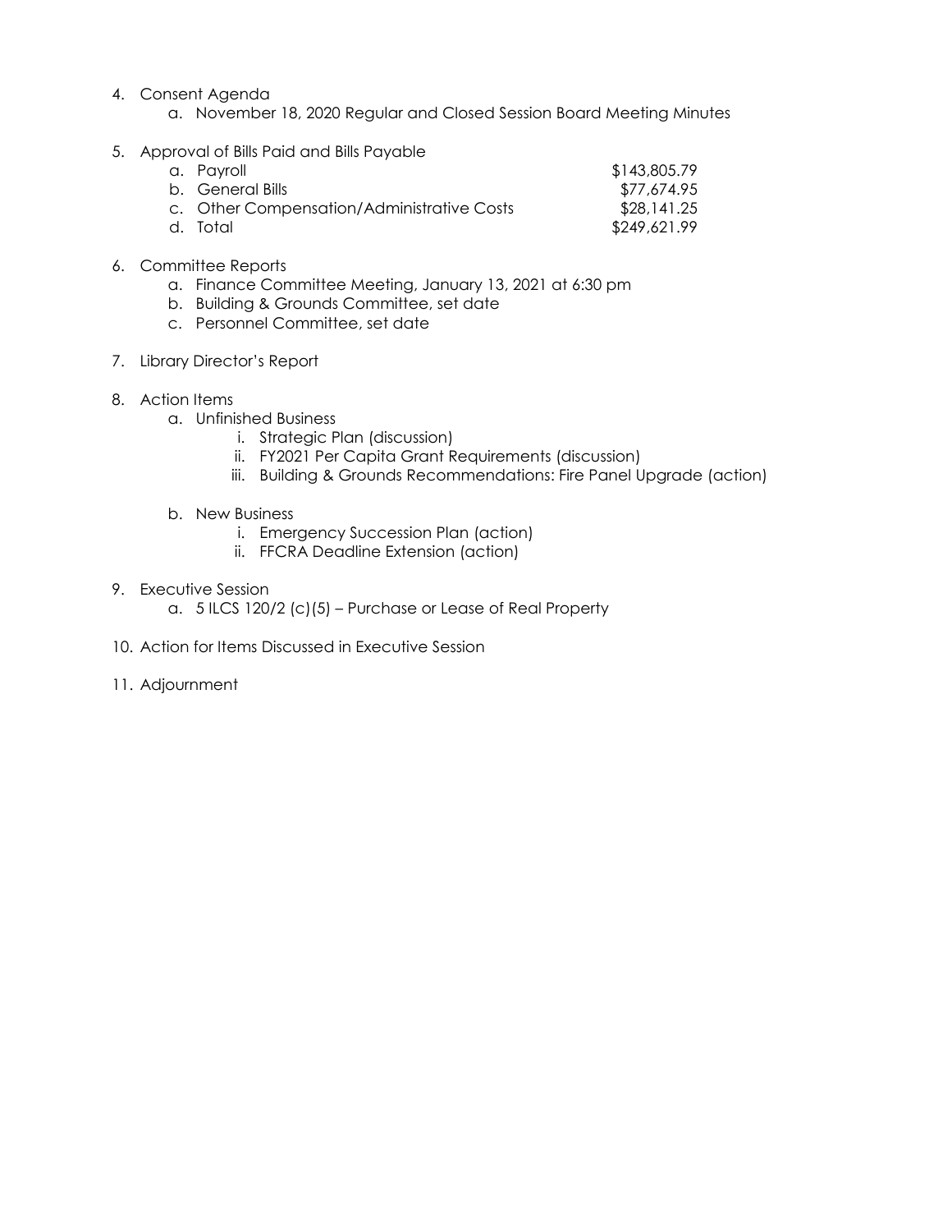4. Consent Agenda
    a. November 18, 2020 Regular and Closed Session Board Meeting Minutes

5. Approval of Bills Paid and Bills Payable

| | | |
|---|---|---|
| a. | Payroll | $143,805.79 |
| b. | General Bills | $77,674.95 |
| c. | Other Compensation/Administrative Costs | $28,141.25 |
| d. | Total | $249,621.99 |

6. Committee Reports
    a. Finance Committee Meeting, January 13, 2021 at 6:30 pm
    b. Building & Grounds Committee, set date
    c. Personnel Committee, set date

7. Library Director's Report

8. Action Items
    a. Unfinished Business
        i. Strategic Plan (discussion)
        ii. FY2021 Per Capita Grant Requirements (discussion)
        iii. Building & Grounds Recommendations: Fire Panel Upgrade (action)

    b. New Business
        i. Emergency Succession Plan (action)
        ii. FFCRA Deadline Extension (action)

9. Executive Session
    a. 5 ILCS 120/2 (c)(5) – Purchase or Lease of Real Property

10. Action for Items Discussed in Executive Session

11. Adjournment